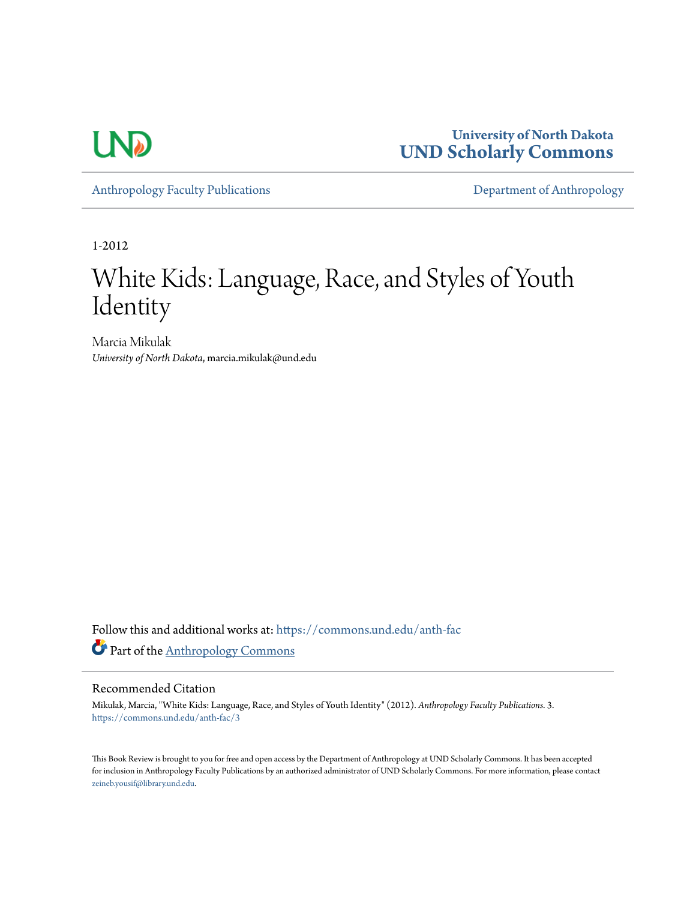University of North Dakota
**UND Scholarly Commons**

Anthropology Faculty Publications | Department of Anthropology

1-2012

# White Kids: Language, Race, and Styles of Youth Identity

Marcia Mikulak
*University of North Dakota*, marcia.mikulak@und.edu

Follow this and additional works at: https://commons.und.edu/anth-fac

Part of the Anthropology Commons

## Recommended Citation

Mikulak, Marcia, "White Kids: Language, Race, and Styles of Youth Identity" (2012). *Anthropology Faculty Publications*. 3.
https://commons.und.edu/anth-fac/3

This Book Review is brought to you for free and open access by the Department of Anthropology at UND Scholarly Commons. It has been accepted for inclusion in Anthropology Faculty Publications by an authorized administrator of UND Scholarly Commons. For more information, please contact zeineb.yousif@library.und.edu.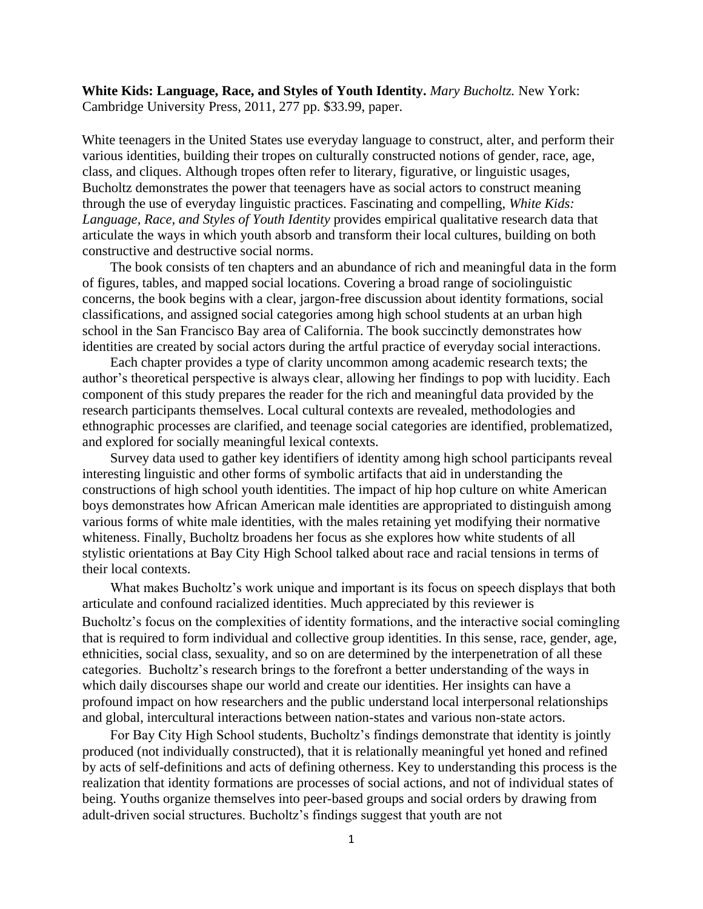**White Kids: Language, Race, and Styles of Youth Identity.** *Mary Bucholtz.* New York: Cambridge University Press, 2011, 277 pp. $33.99, paper.

White teenagers in the United States use everyday language to construct, alter, and perform their various identities, building their tropes on culturally constructed notions of gender, race, age, class, and cliques. Although tropes often refer to literary, figurative, or linguistic usages, Bucholtz demonstrates the power that teenagers have as social actors to construct meaning through the use of everyday linguistic practices. Fascinating and compelling, *White Kids: Language, Race, and Styles of Youth Identity* provides empirical qualitative research data that articulate the ways in which youth absorb and transform their local cultures, building on both constructive and destructive social norms.

The book consists of ten chapters and an abundance of rich and meaningful data in the form of figures, tables, and mapped social locations. Covering a broad range of sociolinguistic concerns, the book begins with a clear, jargon-free discussion about identity formations, social classifications, and assigned social categories among high school students at an urban high school in the San Francisco Bay area of California. The book succinctly demonstrates how identities are created by social actors during the artful practice of everyday social interactions.

Each chapter provides a type of clarity uncommon among academic research texts; the author's theoretical perspective is always clear, allowing her findings to pop with lucidity. Each component of this study prepares the reader for the rich and meaningful data provided by the research participants themselves. Local cultural contexts are revealed, methodologies and ethnographic processes are clarified, and teenage social categories are identified, problematized, and explored for socially meaningful lexical contexts.

Survey data used to gather key identifiers of identity among high school participants reveal interesting linguistic and other forms of symbolic artifacts that aid in understanding the constructions of high school youth identities. The impact of hip hop culture on white American boys demonstrates how African American male identities are appropriated to distinguish among various forms of white male identities, with the males retaining yet modifying their normative whiteness. Finally, Bucholtz broadens her focus as she explores how white students of all stylistic orientations at Bay City High School talked about race and racial tensions in terms of their local contexts.

What makes Bucholtz's work unique and important is its focus on speech displays that both articulate and confound racialized identities. Much appreciated by this reviewer is Bucholtz's focus on the complexities of identity formations, and the interactive social comingling that is required to form individual and collective group identities. In this sense, race, gender, age, ethnicities, social class, sexuality, and so on are determined by the interpenetration of all these categories. Bucholtz's research brings to the forefront a better understanding of the ways in which daily discourses shape our world and create our identities. Her insights can have a profound impact on how researchers and the public understand local interpersonal relationships and global, intercultural interactions between nation-states and various non-state actors.

For Bay City High School students, Bucholtz's findings demonstrate that identity is jointly produced (not individually constructed), that it is relationally meaningful yet honed and refined by acts of self-definitions and acts of defining otherness. Key to understanding this process is the realization that identity formations are processes of social actions, and not of individual states of being. Youths organize themselves into peer-based groups and social orders by drawing from adult-driven social structures. Bucholtz's findings suggest that youth are not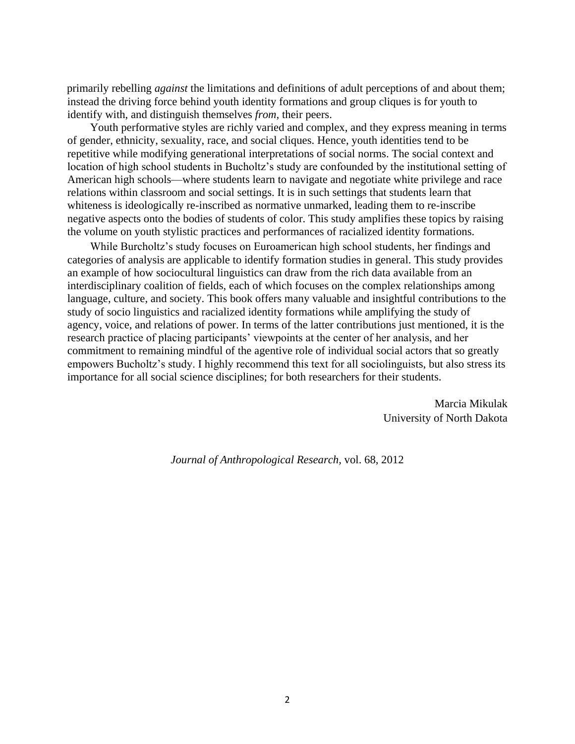primarily rebelling *against* the limitations and definitions of adult perceptions of and about them; instead the driving force behind youth identity formations and group cliques is for youth to identify with, and distinguish themselves *from*, their peers.

Youth performative styles are richly varied and complex, and they express meaning in terms of gender, ethnicity, sexuality, race, and social cliques. Hence, youth identities tend to be repetitive while modifying generational interpretations of social norms. The social context and location of high school students in Bucholtz's study are confounded by the institutional setting of American high schools—where students learn to navigate and negotiate white privilege and race relations within classroom and social settings. It is in such settings that students learn that whiteness is ideologically re-inscribed as normative unmarked, leading them to re-inscribe negative aspects onto the bodies of students of color. This study amplifies these topics by raising the volume on youth stylistic practices and performances of racialized identity formations.

While Burcholtz's study focuses on Euroamerican high school students, her findings and categories of analysis are applicable to identify formation studies in general. This study provides an example of how sociocultural linguistics can draw from the rich data available from an interdisciplinary coalition of fields, each of which focuses on the complex relationships among language, culture, and society. This book offers many valuable and insightful contributions to the study of socio linguistics and racialized identity formations while amplifying the study of agency, voice, and relations of power. In terms of the latter contributions just mentioned, it is the research practice of placing participants' viewpoints at the center of her analysis, and her commitment to remaining mindful of the agentive role of individual social actors that so greatly empowers Bucholtz's study. I highly recommend this text for all sociolinguists, but also stress its importance for all social science disciplines; for both researchers for their students.

Marcia Mikulak
University of North Dakota

*Journal of Anthropological Research*, vol. 68, 2012